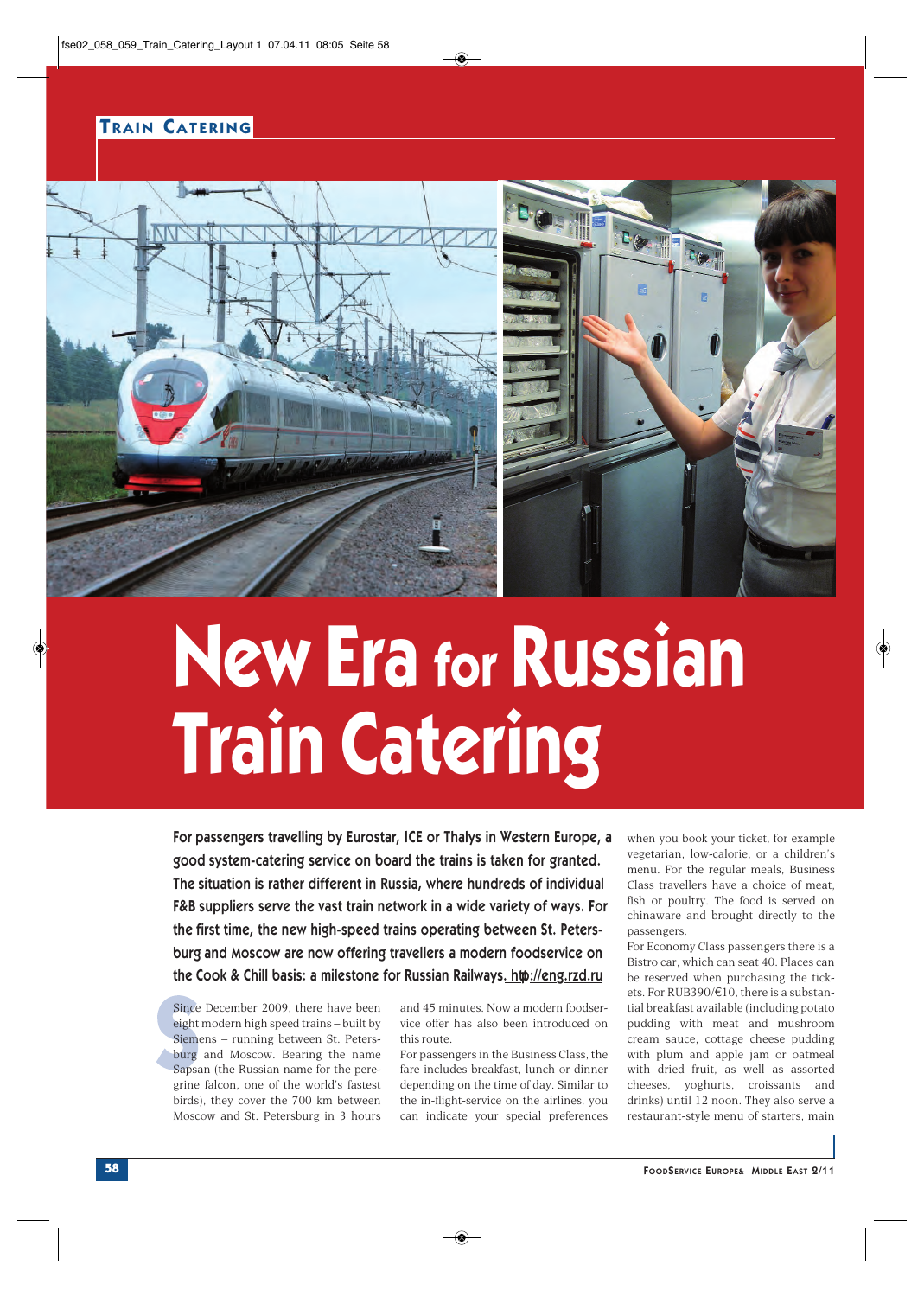TRAIN CATERING

# New Era for Russian Train Catering

**For passengers travelling by Eurostar, ICE or Thalys in Western Europe, a good system-catering service on board the trains is taken for granted. The situation is rather different in Russia, where hundreds of individual F&B suppliers serve the vast train network in a wide variety of ways. For the first time, the new high-speed trains operating between St. Petersburg and Moscow are now offering travellers a modern foodservice on the Cook & Chill basis: a milestone for Russian Railways. http://eng.rzd.ru**

Since December 2009, there have been eight modern high speed trains – built by Siemens – running between St. Petersburg and Moscow. Bearing the name Sapsan (the Russian name for the peregrine falcon, one of the world's fastest birds), they cover the 700 km between Moscow and St. Petersburg in 3 hours and 45 minutes. Now a modern foodservice offer has also been introduced on this route.

For passengers in the Business Class, the fare includes breakfast, lunch or dinner depending on the time of day. Similar to the in-flight-service on the airlines, you can indicate your special preferences when you book your ticket, for example vegetarian, low-calorie, or a children's menu. For the regular meals, Business Class travellers have a choice of meat, fish or poultry. The food is served on chinaware and brought directly to the passengers.

For Economy Class passengers there is a Bistro car, which can seat 40. Places can be reserved when purchasing the tickets. For RUB390/€10, there is a substantial breakfast available (including potato pudding with meat and mushroom cream sauce, cottage cheese pudding with plum and apple jam or oatmeal with dried fruit, as well as assorted cheeses, yoghurts, croissants and drinks) until 12 noon. They also serve a restaurant-style menu of starters, main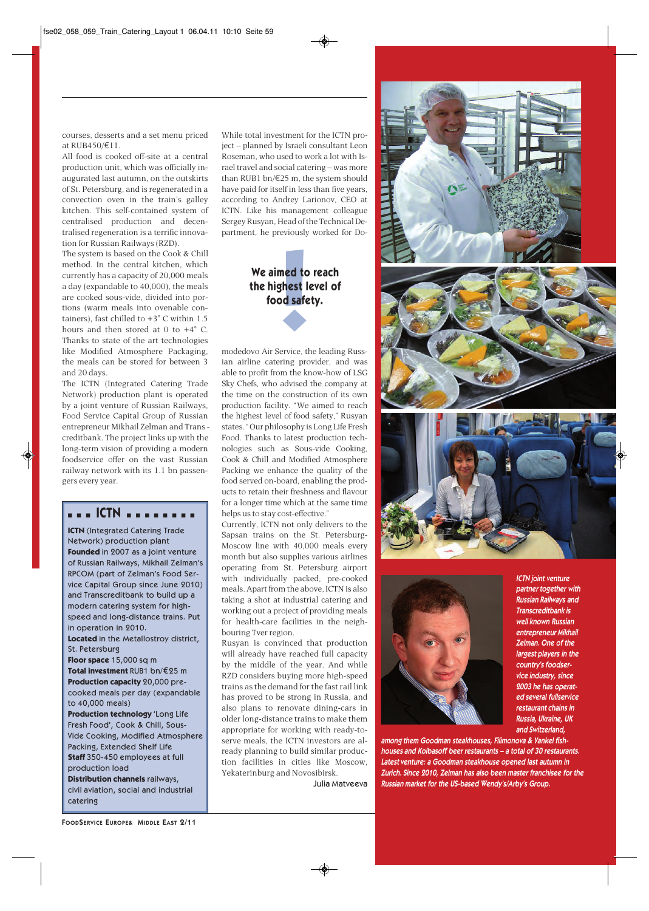courses, desserts and a set menu priced at RUB450/€11.

All food is cooked off-site at a central production unit, which was officially inaugurated last autumn, on the outskirts of St. Petersburg, and is regenerated in a convection oven in the train's galley kitchen. This self-contained system of centralised production and decentralised regeneration is a terrific innovation for Russian Railways (RZD).

The system is based on the Cook & Chill method. In the central kitchen, which currently has a capacity of 20,000 meals a day (expandable to 40,000), the meals are cooked sous-vide, divided into portions (warm meals into ovenable containers), fast chilled to +3° C within 1.5 hours and then stored at 0 to +4° C. Thanks to state of the art technologies like Modified Atmosphere Packaging, the meals can be stored for between 3 and 20 days.

The ICTN (Integrated Catering Trade Network) production plant is operated by a joint venture of Russian Railways, Food Service Capital Group of Russian entrepreneur Mikhail Zelman and Transcreditbank. The project links up with the long-term vision of providing a modern foodservice offer on the vast Russian railway network with its 1.1 bn passengers every year.

While total investment for the ICTN project – planned by Israeli consultant Leon Roseman, who used to work a lot with Israel travel and social catering – was more than RUB1 bn/€25 m, the system should have paid for itself in less than five years, according to Andrey Larionov, CEO at ICTN. Like his management colleague Sergey Rusyan, Head of the Technical Department, he previously worked for Domodedovo Air Service, the leading Russian airline catering provider, and was able to profit from the know-how of LSG Sky Chefs, who advised the company at the time on the construction of its own production facility. "We aimed to reach the highest level of food safety," Rusyan states. "Our philosophy is Long Life Fresh Food. Thanks to latest production technologies such as Sous-vide Cooking, Cook & Chill and Modified Atmosphere Packing we enhance the quality of the food served on-board, enabling the products to retain their freshness and flavour for a longer time which at the same time helps us to stay cost-effective."

**We aimed to reach the highest level of food safety.**

Currently, ICTN not only delivers to the Sapsan trains on the St. Petersburg-Moscow line with 40,000 meals every month but also supplies various airlines operating from St. Petersburg airport with individually packed, pre-cooked meals. Apart from the above, ICTN is also taking a shot at industrial catering and working out a project of providing meals for health-care facilities in the neighbouring Tver region.

Rusyan is convinced that production will already have reached full capacity by the middle of the year. And while RZD considers buying more high-speed trains as the demand for the fast rail link has proved to be strong in Russia, and also plans to renovate dining-cars in older long-distance trains to make them appropriate for working with ready-to-serve meals, the ICTN investors are already planning to build similar production facilities in cities like Moscow, Yekaterinburg and Novosibirsk.

Julia Matveeva

## ICTN

**ICTN** (Integrated Catering Trade Network) production plant
**Founded** in 2007 as a joint venture of Russian Railways, Mikhail Zelman's RPCOM (part of Zelman's Food Service Capital Group since June 2010) and Transcreditbank to build up a modern catering system for high-speed and long-distance trains. Put in operation in 2010.
**Located** in the Metallostroy district, St. Petersburg
**Floor space** 15,000 sq m
**Total investment** RUB1 bn/€25 m
**Production capacity** 20,000 pre-cooked meals per day (expandable to 40,000 meals)
**Production technology** 'Long Life Fresh Food', Cook & Chill, Sous-Vide Cooking, Modified Atmosphere Packing, Extended Shelf Life
**Staff** 350-450 employees at full production load
**Distribution channels** railways, civil aviation, social and industrial catering

*ICTN joint venture partner together with Russian Railways and Transcreditbank is well known Russian entrepreneur Mikhail Zelman. One of the largest players in the country's foodservice industry, since 2003 he has operated several fullservice restaurant chains in Russia, Ukraine, UK and Switzerland, among them Goodman steakhouses, Filimonova & Yankel fish-houses and Kolbasoff beer restaurants – a total of 30 restaurants. Latest venture: a Goodman steakhouse opened last autumn in Zurich. Since 2010, Zelman has also been master franchisee for the Russian market for the US-based Wendy's/Arby's Group.*